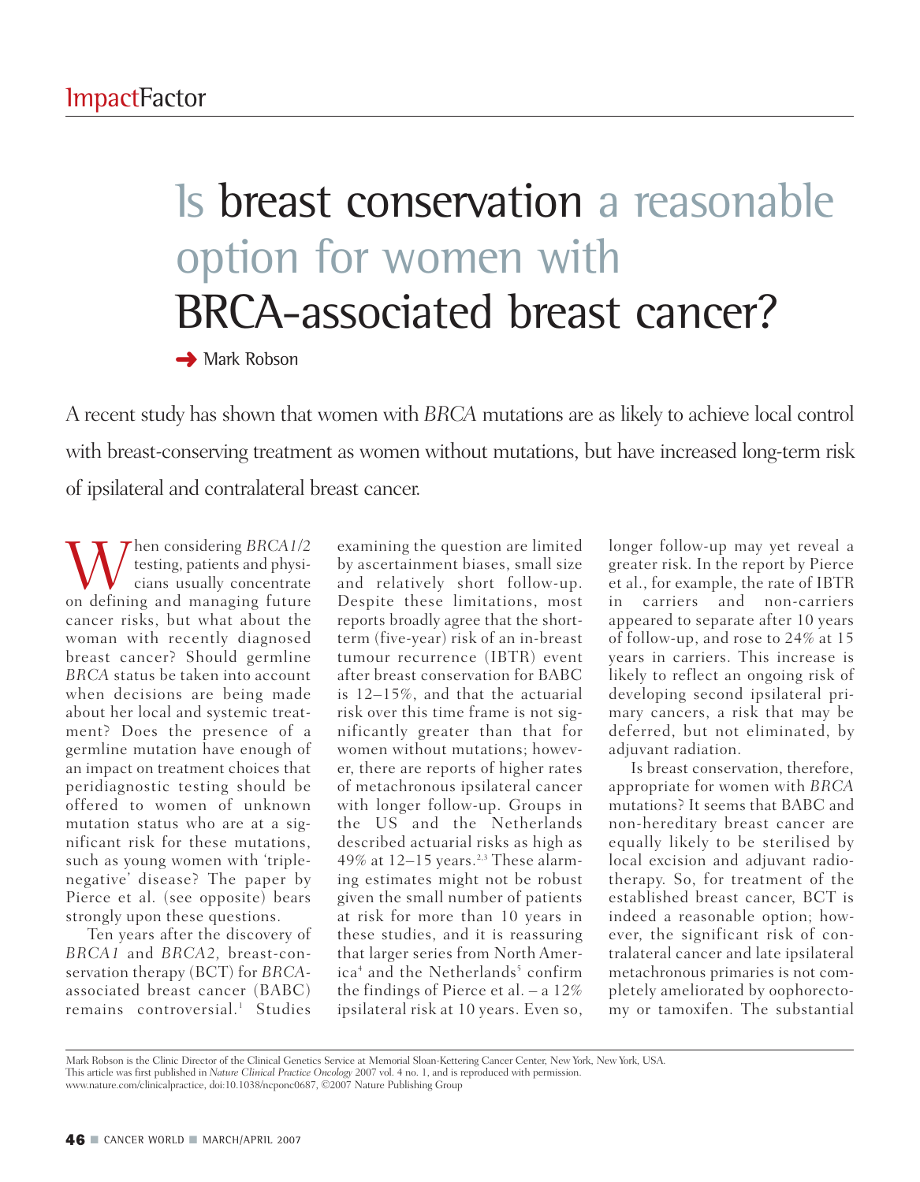ImpactFactor

# Is breast conservation a reasonable option for women with BRCA-associated breast cancer?

Mark Robson

A recent study has shown that women with *BRCA* mutations are as likely to achieve local control with breast-conserving treatment as women without mutations, but have increased long-term risk of ipsilateral and contralateral breast cancer.

When considering *BRCA1/2* testing, patients and physicians usually concentrate on defining and managing future cancer risks, but what about the woman with recently diagnosed breast cancer? Should germline *BRCA* status be taken into account when decisions are being made about her local and systemic treatment? Does the presence of a germline mutation have enough of an impact on treatment choices that peridiagnostic testing should be offered to women of unknown mutation status who are at a significant risk for these mutations, such as young women with 'triple-negative' disease? The paper by Pierce et al. (see opposite) bears strongly upon these questions.

Ten years after the discovery of *BRCA1* and *BRCA2*, breast-conservation therapy (BCT) for *BRCA*-associated breast cancer (BABC) remains controversial.[1] Studies examining the question are limited by ascertainment biases, small size and relatively short follow-up. Despite these limitations, most reports broadly agree that the short-term (five-year) risk of an in-breast tumour recurrence (IBTR) event after breast conservation for BABC is 12–15%, and that the actuarial risk over this time frame is not significantly greater than that for women without mutations; however, there are reports of higher rates of metachronous ipsilateral cancer with longer follow-up. Groups in the US and the Netherlands described actuarial risks as high as 49% at 12–15 years.[2,3] These alarming estimates might not be robust given the small number of patients at risk for more than 10 years in these studies, and it is reassuring that larger series from North America[4] and the Netherlands[5] confirm the findings of Pierce et al. – a 12% ipsilateral risk at 10 years. Even so, longer follow-up may yet reveal a greater risk. In the report by Pierce et al., for example, the rate of IBTR in carriers and non-carriers appeared to separate after 10 years of follow-up, and rose to 24% at 15 years in carriers. This increase is likely to reflect an ongoing risk of developing second ipsilateral primary cancers, a risk that may be deferred, but not eliminated, by adjuvant radiation.

Is breast conservation, therefore, appropriate for women with *BRCA* mutations? It seems that BABC and non-hereditary breast cancer are equally likely to be sterilised by local excision and adjuvant radiotherapy. So, for treatment of the established breast cancer, BCT is indeed a reasonable option; however, the significant risk of contralateral cancer and late ipsilateral metachronous primaries is not completely ameliorated by oophorectomy or tamoxifen. The substantial

Mark Robson is the Clinic Director of the Clinical Genetics Service at Memorial Sloan-Kettering Cancer Center, New York, New York, USA.
This article was first published in *Nature Clinical Practice Oncology* 2007 vol. 4 no. 1, and is reproduced with permission.
www.nature.com/clinicalpractice, doi:10.1038/ncponc0687, ©2007 Nature Publishing Group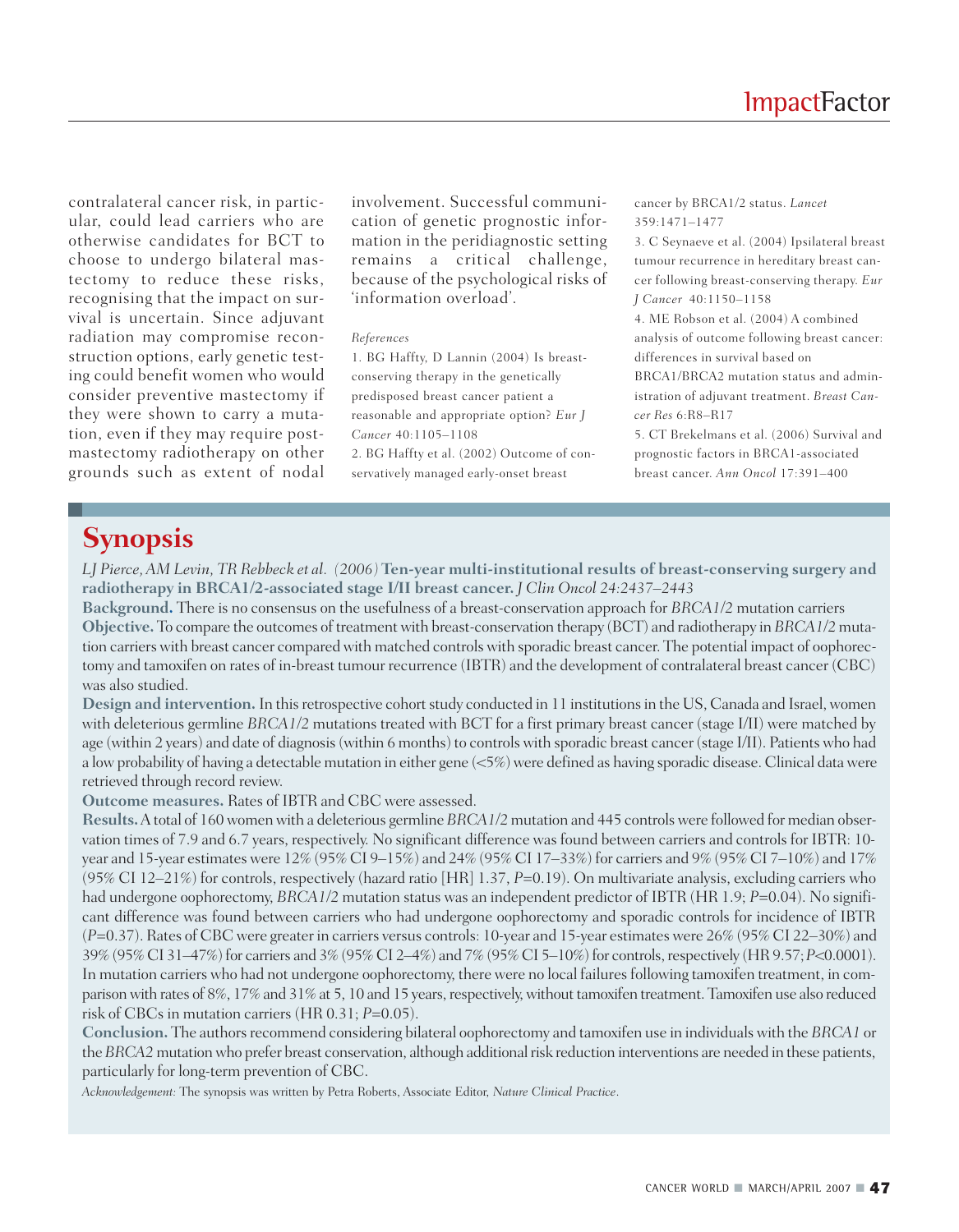contralateral cancer risk, in particular, could lead carriers who are otherwise candidates for BCT to choose to undergo bilateral mastectomy to reduce these risks, recognising that the impact on survival is uncertain. Since adjuvant radiation may compromise reconstruction options, early genetic testing could benefit women who would consider preventive mastectomy if they were shown to carry a mutation, even if they may require post-mastectomy radiotherapy on other grounds such as extent of nodal involvement. Successful communication of genetic prognostic information in the peridiagnostic setting remains a critical challenge, because of the psychological risks of 'information overload'.

*References*

1. BG Haffty, D Lannin (2004) Is breast-conserving therapy in the genetically predisposed breast cancer patient a reasonable and appropriate option? *Eur J Cancer* 40:1105–1108
2. BG Haffty et al. (2002) Outcome of conservatively managed early-onset breast cancer by BRCA1/2 status. *Lancet* 359:1471–1477
3. C Seynaeve et al. (2004) Ipsilateral breast tumour recurrence in hereditary breast cancer following breast-conserving therapy. *Eur J Cancer* 40:1150–1158
4. ME Robson et al. (2004) A combined analysis of outcome following breast cancer: differences in survival based on BRCA1/BRCA2 mutation status and administration of adjuvant treatment. *Breast Cancer Res* 6:R8–R17
5. CT Brekelmans et al. (2006) Survival and prognostic factors in BRCA1-associated breast cancer. *Ann Oncol* 17:391–400

## Synopsis

*LJ Pierce, AM Levin, TR Rebbeck et al.* (2006) **Ten-year multi-institutional results of breast-conserving surgery and radiotherapy in BRCA1/2-associated stage I/II breast cancer.** *J Clin Oncol 24:2437–2443*

**Background.** There is no consensus on the usefulness of a breast-conservation approach for *BRCA1/2* mutation carriers

**Objective.** To compare the outcomes of treatment with breast-conservation therapy (BCT) and radiotherapy in *BRCA1/2* mutation carriers with breast cancer compared with matched controls with sporadic breast cancer. The potential impact of oophorectomy and tamoxifen on rates of in-breast tumour recurrence (IBTR) and the development of contralateral breast cancer (CBC) was also studied.

**Design and intervention.** In this retrospective cohort study conducted in 11 institutions in the US, Canada and Israel, women with deleterious germline *BRCA1/2* mutations treated with BCT for a first primary breast cancer (stage I/II) were matched by age (within 2 years) and date of diagnosis (within 6 months) to controls with sporadic breast cancer (stage I/II). Patients who had a low probability of having a detectable mutation in either gene (<5%) were defined as having sporadic disease. Clinical data were retrieved through record review.

**Outcome measures.** Rates of IBTR and CBC were assessed.

**Results.** A total of 160 women with a deleterious germline *BRCA1/2* mutation and 445 controls were followed for median observation times of 7.9 and 6.7 years, respectively. No significant difference was found between carriers and controls for IBTR: 10-year and 15-year estimates were 12% (95% CI 9–15%) and 24% (95% CI 17–33%) for carriers and 9% (95% CI 7–10%) and 17% (95% CI 12–21%) for controls, respectively (hazard ratio [HR] 1.37, *P*=0.19). On multivariate analysis, excluding carriers who had undergone oophorectomy, *BRCA1/2* mutation status was an independent predictor of IBTR (HR 1.9; *P*=0.04). No significant difference was found between carriers who had undergone oophorectomy and sporadic controls for incidence of IBTR (*P*=0.37). Rates of CBC were greater in carriers versus controls: 10-year and 15-year estimates were 26% (95% CI 22–30%) and 39% (95% CI 31–47%) for carriers and 3% (95% CI 2–4%) and 7% (95% CI 5–10%) for controls, respectively (HR 9.57; *P*<0.0001). In mutation carriers who had not undergone oophorectomy, there were no local failures following tamoxifen treatment, in comparison with rates of 8%, 17% and 31% at 5, 10 and 15 years, respectively, without tamoxifen treatment. Tamoxifen use also reduced risk of CBCs in mutation carriers (HR 0.31; *P*=0.05).

**Conclusion.** The authors recommend considering bilateral oophorectomy and tamoxifen use in individuals with the *BRCA1* or the *BRCA2* mutation who prefer breast conservation, although additional risk reduction interventions are needed in these patients, particularly for long-term prevention of CBC.

*Acknowledgement:* The synopsis was written by Petra Roberts, Associate Editor, *Nature Clinical Practice*.